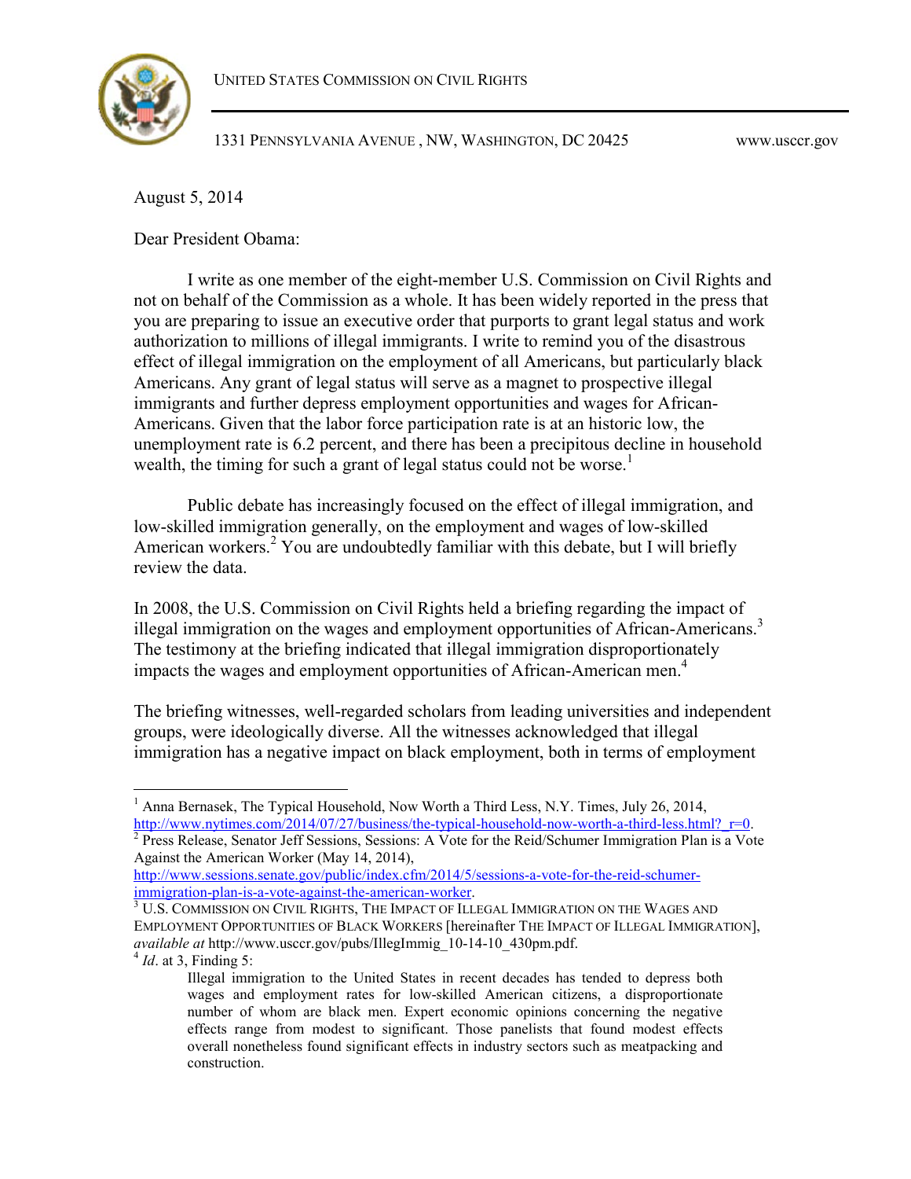UNITED STATES COMMISSION ON CIVIL RIGHTS

1331 PENNSYLVANIA AVENUE, NW, WASHINGTON, DC 20425 www.usccr.gov

August 5, 2014

Dear President Obama:

I write as one member of the eight-member U.S. Commission on Civil Rights and not on behalf of the Commission as a whole. It has been widely reported in the press that you are preparing to issue an executive order that purports to grant legal status and work authorization to millions of illegal immigrants. I write to remind you of the disastrous effect of illegal immigration on the employment of all Americans, but particularly black Americans. Any grant of legal status will serve as a magnet to prospective illegal immigrants and further depress employment opportunities and wages for African-Americans. Given that the labor force participation rate is at an historic low, the unemployment rate is 6.2 percent, and there has been a precipitous decline in household wealth, the timing for such a grant of legal status could not be worse.[1]

Public debate has increasingly focused on the effect of illegal immigration, and low-skilled immigration generally, on the employment and wages of low-skilled American workers.[2] You are undoubtedly familiar with this debate, but I will briefly review the data.

In 2008, the U.S. Commission on Civil Rights held a briefing regarding the impact of illegal immigration on the wages and employment opportunities of African-Americans.[3] The testimony at the briefing indicated that illegal immigration disproportionately impacts the wages and employment opportunities of African-American men.[4]

The briefing witnesses, well-regarded scholars from leading universities and independent groups, were ideologically diverse. All the witnesses acknowledged that illegal immigration has a negative impact on black employment, both in terms of employment

---

[1] Anna Bernasek, The Typical Household, Now Worth a Third Less, N.Y. Times, July 26, 2014, http://www.nytimes.com/2014/07/27/business/the-typical-household-now-worth-a-third-less.html?_r=0.

[2] Press Release, Senator Jeff Sessions, Sessions: A Vote for the Reid/Schumer Immigration Plan is a Vote Against the American Worker (May 14, 2014), http://www.sessions.senate.gov/public/index.cfm/2014/5/sessions-a-vote-for-the-reid-schumer-immigration-plan-is-a-vote-against-the-american-worker.

[3] U.S. COMMISSION ON CIVIL RIGHTS, THE IMPACT OF ILLEGAL IMMIGRATION ON THE WAGES AND EMPLOYMENT OPPORTUNITIES OF BLACK WORKERS [hereinafter THE IMPACT OF ILLEGAL IMMIGRATION], *available at* http://www.usccr.gov/pubs/IllegImmig_10-14-10_430pm.pdf.

[4] *Id*. at 3, Finding 5:

> Illegal immigration to the United States in recent decades has tended to depress both wages and employment rates for low-skilled American citizens, a disproportionate number of whom are black men. Expert economic opinions concerning the negative effects range from modest to significant. Those panelists that found modest effects overall nonetheless found significant effects in industry sectors such as meatpacking and construction.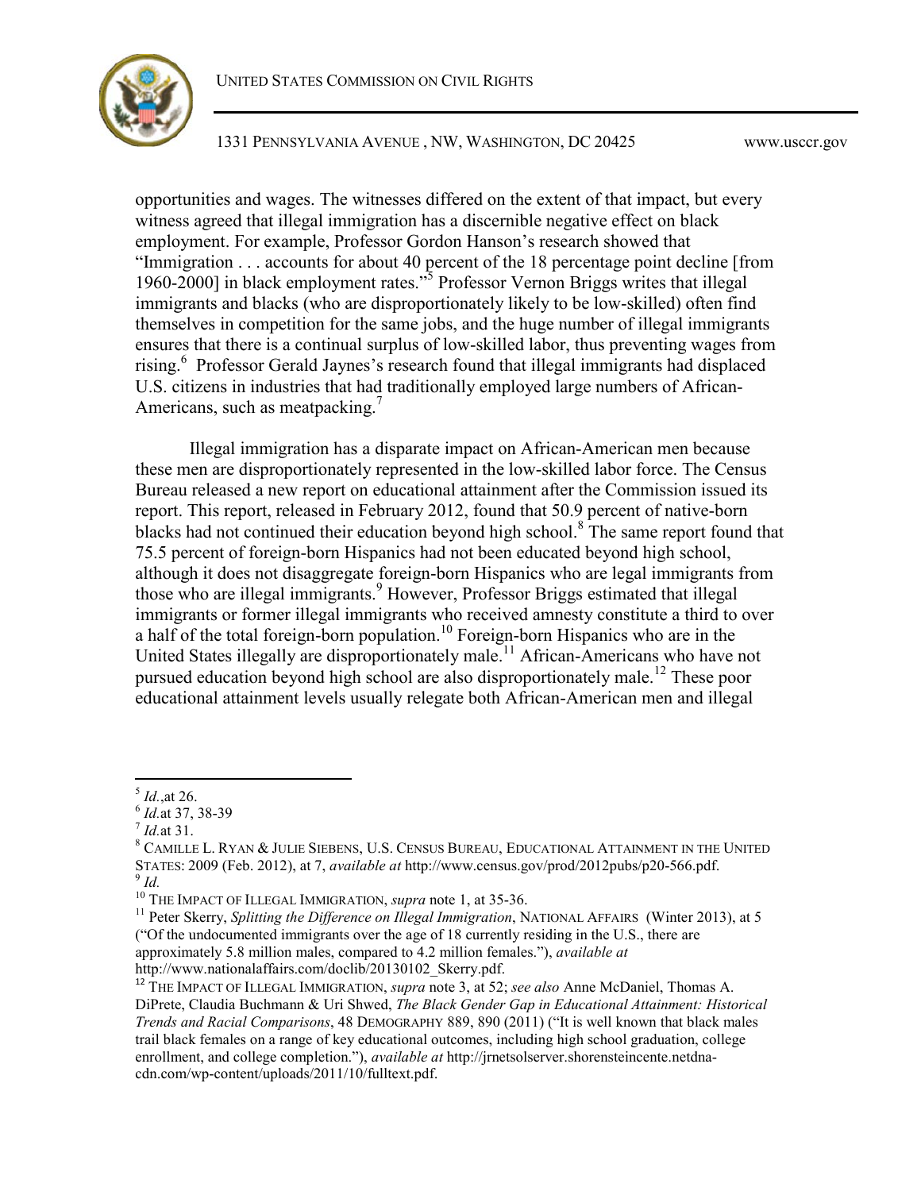opportunities and wages. The witnesses differed on the extent of that impact, but every witness agreed that illegal immigration has a discernible negative effect on black employment. For example, Professor Gordon Hanson's research showed that "Immigration . . . accounts for about 40 percent of the 18 percentage point decline [from 1960-2000] in black employment rates."[5] Professor Vernon Briggs writes that illegal immigrants and blacks (who are disproportionately likely to be low-skilled) often find themselves in competition for the same jobs, and the huge number of illegal immigrants ensures that there is a continual surplus of low-skilled labor, thus preventing wages from rising.[6] Professor Gerald Jaynes's research found that illegal immigrants had displaced U.S. citizens in industries that had traditionally employed large numbers of African-Americans, such as meatpacking.[7]

Illegal immigration has a disparate impact on African-American men because these men are disproportionately represented in the low-skilled labor force. The Census Bureau released a new report on educational attainment after the Commission issued its report. This report, released in February 2012, found that 50.9 percent of native-born blacks had not continued their education beyond high school.[8] The same report found that 75.5 percent of foreign-born Hispanics had not been educated beyond high school, although it does not disaggregate foreign-born Hispanics who are legal immigrants from those who are illegal immigrants.[9] However, Professor Briggs estimated that illegal immigrants or former illegal immigrants who received amnesty constitute a third to over a half of the total foreign-born population.[10] Foreign-born Hispanics who are in the United States illegally are disproportionately male.[11] African-Americans who have not pursued education beyond high school are also disproportionately male.[12] These poor educational attainment levels usually relegate both African-American men and illegal

---

[5] *Id.*,at 26.

[6] *Id.*at 37, 38-39

[7] *Id.*at 31.

[8] CAMILLE L. RYAN & JULIE SIEBENS, U.S. CENSUS BUREAU, EDUCATIONAL ATTAINMENT IN THE UNITED STATES: 2009 (Feb. 2012), at 7, *available at* http://www.census.gov/prod/2012pubs/p20-566.pdf.

[9] *Id.*

[10] THE IMPACT OF ILLEGAL IMMIGRATION, *supra* note 1, at 35-36.

[11] Peter Skerry, *Splitting the Difference on Illegal Immigration*, NATIONAL AFFAIRS (Winter 2013), at 5 ("Of the undocumented immigrants over the age of 18 currently residing in the U.S., there are approximately 5.8 million males, compared to 4.2 million females."), *available at* http://www.nationalaffairs.com/doclib/20130102_Skerry.pdf.

[12] THE IMPACT OF ILLEGAL IMMIGRATION, *supra* note 3, at 52; *see also* Anne McDaniel, Thomas A. DiPrete, Claudia Buchmann & Uri Shwed, *The Black Gender Gap in Educational Attainment: Historical Trends and Racial Comparisons*, 48 DEMOGRAPHY 889, 890 (2011) ("It is well known that black males trail black females on a range of key educational outcomes, including high school graduation, college enrollment, and college completion."), *available at* http://jrnetsolserver.shorensteincente.netdna-cdn.com/wp-content/uploads/2011/10/fulltext.pdf.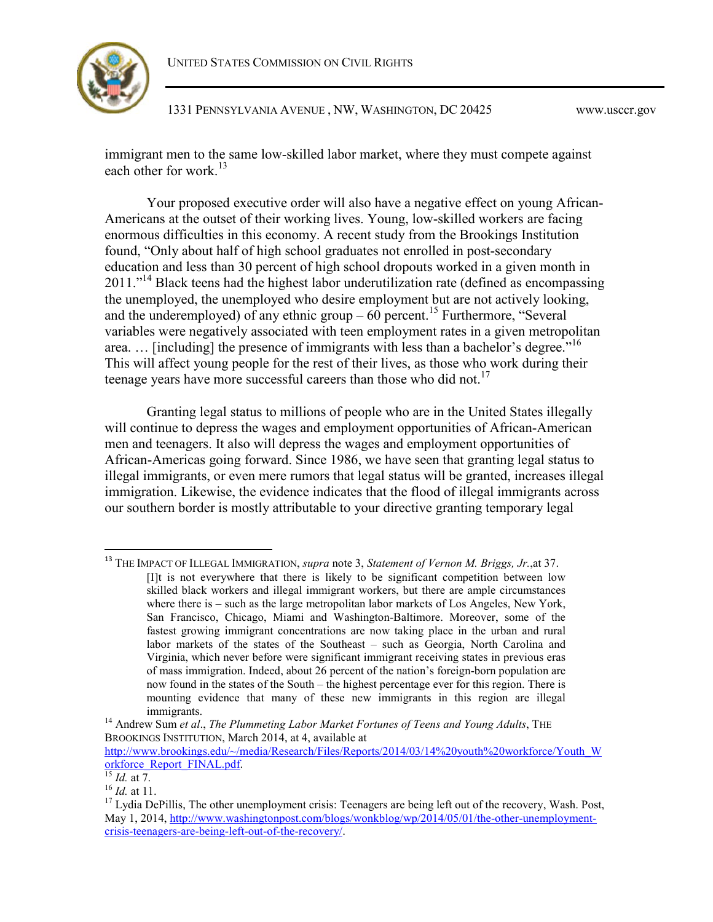immigrant men to the same low-skilled labor market, where they must compete against each other for work.[13]

Your proposed executive order will also have a negative effect on young African-Americans at the outset of their working lives. Young, low-skilled workers are facing enormous difficulties in this economy. A recent study from the Brookings Institution found, "Only about half of high school graduates not enrolled in post-secondary education and less than 30 percent of high school dropouts worked in a given month in 2011."[14] Black teens had the highest labor underutilization rate (defined as encompassing the unemployed, the unemployed who desire employment but are not actively looking, and the underemployed) of any ethnic group – 60 percent.[15] Furthermore, "Several variables were negatively associated with teen employment rates in a given metropolitan area. … [including] the presence of immigrants with less than a bachelor's degree."[16] This will affect young people for the rest of their lives, as those who work during their teenage years have more successful careers than those who did not.[17]

Granting legal status to millions of people who are in the United States illegally will continue to depress the wages and employment opportunities of African-American men and teenagers. It also will depress the wages and employment opportunities of African-Americas going forward. Since 1986, we have seen that granting legal status to illegal immigrants, or even mere rumors that legal status will be granted, increases illegal immigration. Likewise, the evidence indicates that the flood of illegal immigrants across our southern border is mostly attributable to your directive granting temporary legal

---

[13] THE IMPACT OF ILLEGAL IMMIGRATION, *supra* note 3, *Statement of Vernon M. Briggs, Jr.*,at 37.

> [I]t is not everywhere that there is likely to be significant competition between low skilled black workers and illegal immigrant workers, but there are ample circumstances where there is – such as the large metropolitan labor markets of Los Angeles, New York, San Francisco, Chicago, Miami and Washington-Baltimore. Moreover, some of the fastest growing immigrant concentrations are now taking place in the urban and rural labor markets of the states of the Southeast – such as Georgia, North Carolina and Virginia, which never before were significant immigrant receiving states in previous eras of mass immigration. Indeed, about 26 percent of the nation's foreign-born population are now found in the states of the South – the highest percentage ever for this region. There is mounting evidence that many of these new immigrants in this region are illegal immigrants.

[14] Andrew Sum *et al*., *The Plummeting Labor Market Fortunes of Teens and Young Adults*, THE BROOKINGS INSTITUTION, March 2014, at 4, available at http://www.brookings.edu/~/media/Research/Files/Reports/2014/03/14%20youth%20workforce/Youth_Workforce_Report_FINAL.pdf.

[15] *Id.* at 7.

[16] *Id.* at 11.

[17] Lydia DePillis, The other unemployment crisis: Teenagers are being left out of the recovery, Wash. Post, May 1, 2014, http://www.washingtonpost.com/blogs/wonkblog/wp/2014/05/01/the-other-unemployment-crisis-teenagers-are-being-left-out-of-the-recovery/.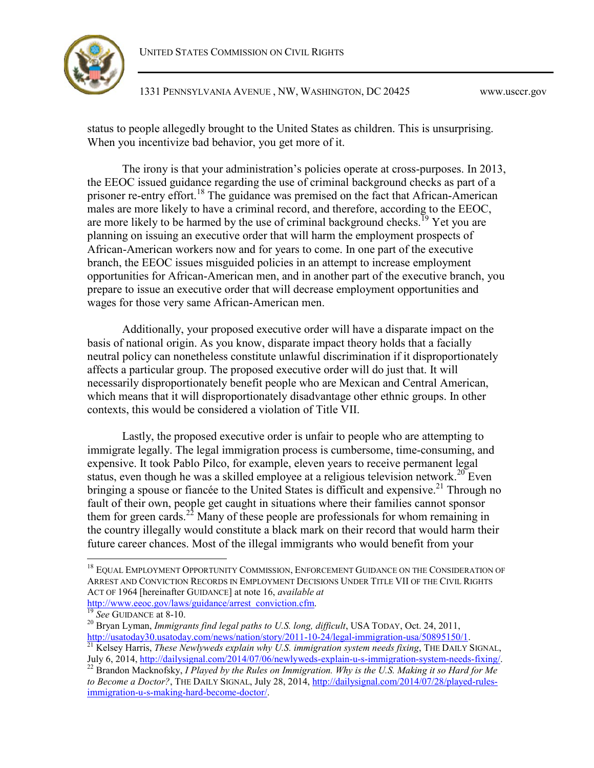status to people allegedly brought to the United States as children. This is unsurprising. When you incentivize bad behavior, you get more of it.

The irony is that your administration's policies operate at cross-purposes. In 2013, the EEOC issued guidance regarding the use of criminal background checks as part of a prisoner re-entry effort.[18] The guidance was premised on the fact that African-American males are more likely to have a criminal record, and therefore, according to the EEOC, are more likely to be harmed by the use of criminal background checks.[19] Yet you are planning on issuing an executive order that will harm the employment prospects of African-American workers now and for years to come. In one part of the executive branch, the EEOC issues misguided policies in an attempt to increase employment opportunities for African-American men, and in another part of the executive branch, you prepare to issue an executive order that will decrease employment opportunities and wages for those very same African-American men.

Additionally, your proposed executive order will have a disparate impact on the basis of national origin. As you know, disparate impact theory holds that a facially neutral policy can nonetheless constitute unlawful discrimination if it disproportionately affects a particular group. The proposed executive order will do just that. It will necessarily disproportionately benefit people who are Mexican and Central American, which means that it will disproportionately disadvantage other ethnic groups. In other contexts, this would be considered a violation of Title VII.

Lastly, the proposed executive order is unfair to people who are attempting to immigrate legally. The legal immigration process is cumbersome, time-consuming, and expensive. It took Pablo Pilco, for example, eleven years to receive permanent legal status, even though he was a skilled employee at a religious television network.[20] Even bringing a spouse or fiancée to the United States is difficult and expensive.[21] Through no fault of their own, people get caught in situations where their families cannot sponsor them for green cards.[22] Many of these people are professionals for whom remaining in the country illegally would constitute a black mark on their record that would harm their future career chances. Most of the illegal immigrants who would benefit from your

---

[18] EQUAL EMPLOYMENT OPPORTUNITY COMMISSION, ENFORCEMENT GUIDANCE ON THE CONSIDERATION OF ARREST AND CONVICTION RECORDS IN EMPLOYMENT DECISIONS UNDER TITLE VII OF THE CIVIL RIGHTS ACT OF 1964 [hereinafter GUIDANCE] at note 16, *available at* http://www.eeoc.gov/laws/guidance/arrest_conviction.cfm.

[19] *See* GUIDANCE at 8-10.

[20] Bryan Lyman, *Immigrants find legal paths to U.S. long, difficult*, USA TODAY, Oct. 24, 2011, http://usatoday30.usatoday.com/news/nation/story/2011-10-24/legal-immigration-usa/50895150/1.

[21] Kelsey Harris, *These Newlyweds explain why U.S. immigration system needs fixing*, THE DAILY SIGNAL, July 6, 2014, http://dailysignal.com/2014/07/06/newlyweds-explain-u-s-immigration-system-needs-fixing/.

[22] Brandon Macknofsky, *I Played by the Rules on Immigration. Why is the U.S. Making it so Hard for Me to Become a Doctor?*, THE DAILY SIGNAL, July 28, 2014, http://dailysignal.com/2014/07/28/played-rules-immigration-u-s-making-hard-become-doctor/.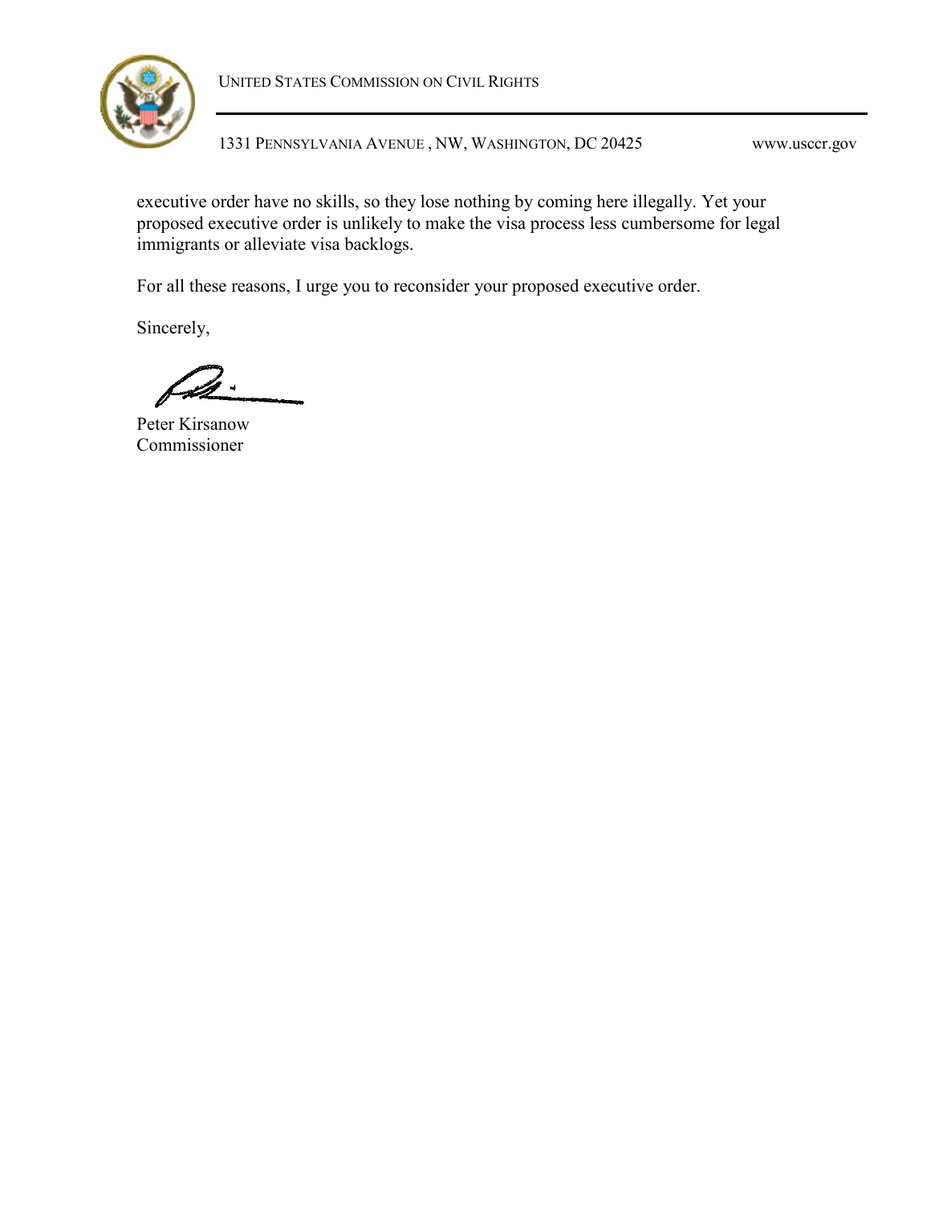executive order have no skills, so they lose nothing by coming here illegally. Yet your proposed executive order is unlikely to make the visa process less cumbersome for legal immigrants or alleviate visa backlogs.

For all these reasons, I urge you to reconsider your proposed executive order.

Sincerely,

Peter Kirsanow
Commissioner